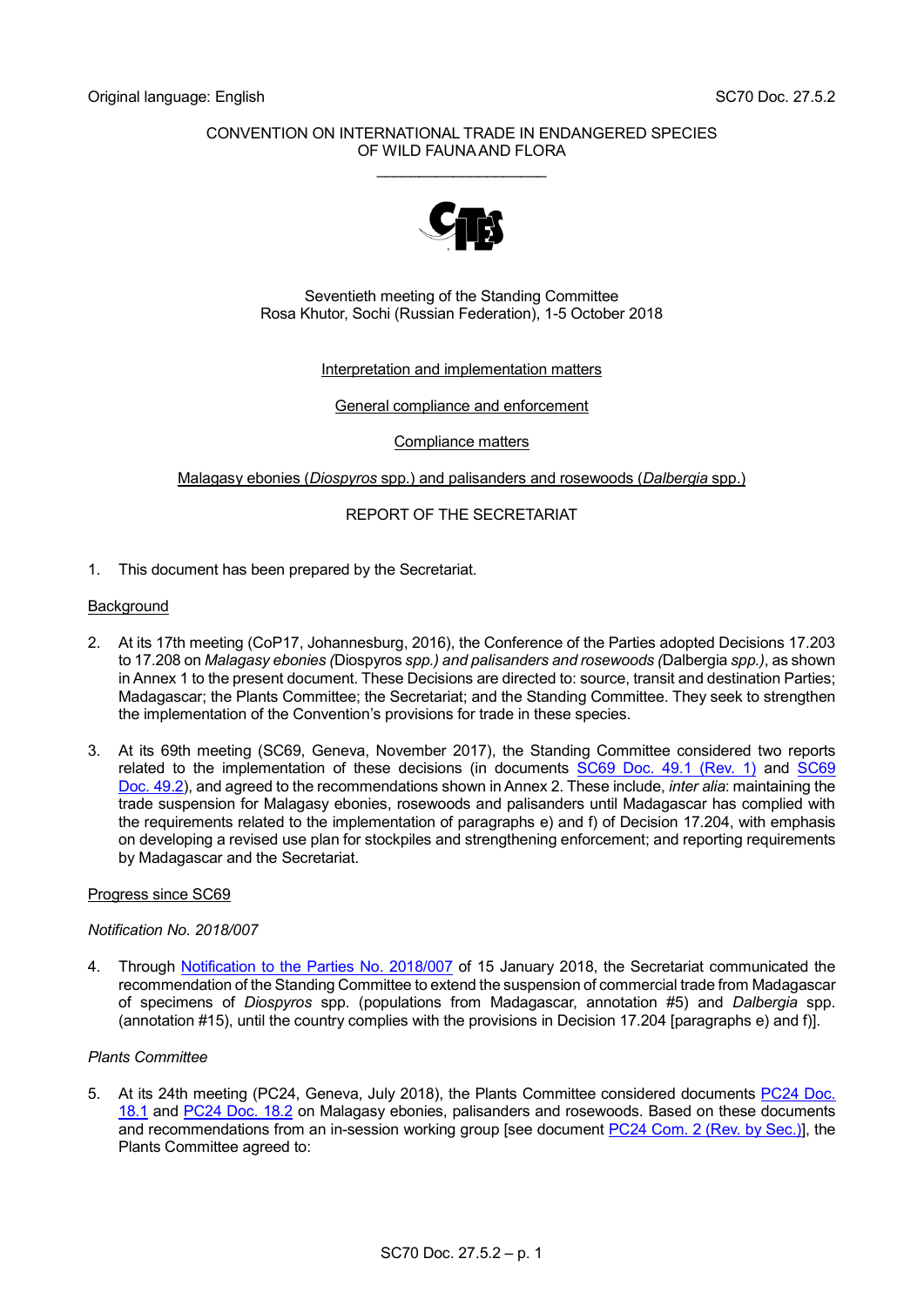Original language: English SC70 Doc. 27.5.2

CONVENTION ON INTERNATIONAL TRADE IN ENDANGERED SPECIES
OF WILD FAUNA AND FLORA

____________________

Seventieth meeting of the Standing Committee
Rosa Khutor, Sochi (Russian Federation), 1-5 October 2018

Interpretation and implementation matters

General compliance and enforcement

Compliance matters

Malagasy ebonies (*Diospyros* spp.) and palisanders and rosewoods (*Dalbergia* spp.)

REPORT OF THE SECRETARIAT

1. This document has been prepared by the Secretariat.

Background

2. At its 17th meeting (CoP17, Johannesburg, 2016), the Conference of the Parties adopted Decisions 17.203 to 17.208 on *Malagasy ebonies (*Diospyros *spp.) and palisanders and rosewoods (*Dalbergia *spp.)*, as shown in Annex 1 to the present document. These Decisions are directed to: source, transit and destination Parties; Madagascar; the Plants Committee; the Secretariat; and the Standing Committee. They seek to strengthen the implementation of the Convention's provisions for trade in these species.

3. At its 69th meeting (SC69, Geneva, November 2017), the Standing Committee considered two reports related to the implementation of these decisions (in documents SC69 Doc. 49.1 (Rev. 1) and SC69 Doc. 49.2), and agreed to the recommendations shown in Annex 2. These include, *inter alia*: maintaining the trade suspension for Malagasy ebonies, rosewoods and palisanders until Madagascar has complied with the requirements related to the implementation of paragraphs e) and f) of Decision 17.204, with emphasis on developing a revised use plan for stockpiles and strengthening enforcement; and reporting requirements by Madagascar and the Secretariat.

Progress since SC69

*Notification No. 2018/007*

4. Through Notification to the Parties No. 2018/007 of 15 January 2018, the Secretariat communicated the recommendation of the Standing Committee to extend the suspension of commercial trade from Madagascar of specimens of *Diospyros* spp. (populations from Madagascar, annotation #5) and *Dalbergia* spp. (annotation #15), until the country complies with the provisions in Decision 17.204 [paragraphs e) and f)].

*Plants Committee*

5. At its 24th meeting (PC24, Geneva, July 2018), the Plants Committee considered documents PC24 Doc. 18.1 and PC24 Doc. 18.2 on Malagasy ebonies, palisanders and rosewoods. Based on these documents and recommendations from an in-session working group [see document PC24 Com. 2 (Rev. by Sec.)], the Plants Committee agreed to: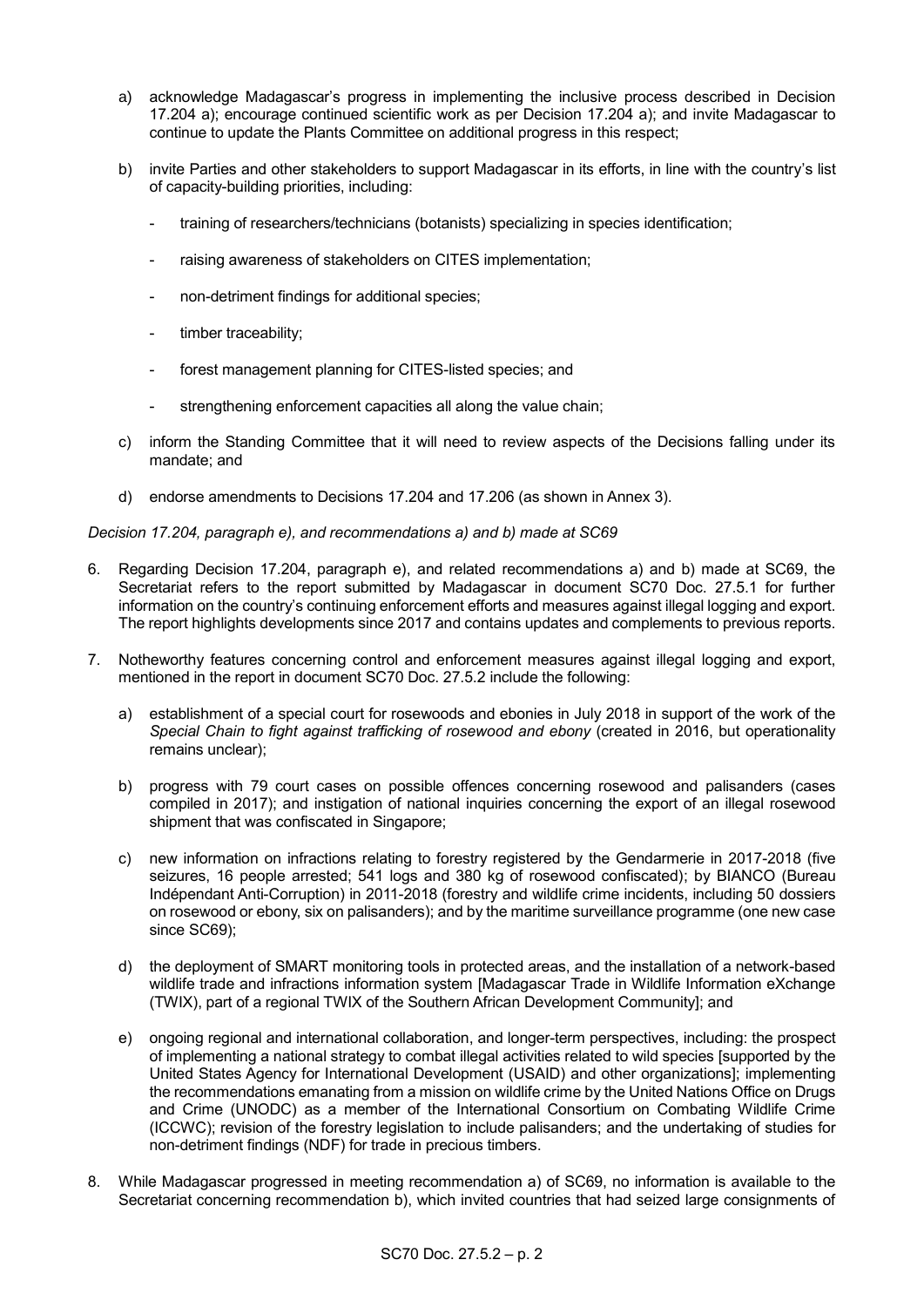a) acknowledge Madagascar's progress in implementing the inclusive process described in Decision 17.204 a); encourage continued scientific work as per Decision 17.204 a); and invite Madagascar to continue to update the Plants Committee on additional progress in this respect;

b) invite Parties and other stakeholders to support Madagascar in its efforts, in line with the country's list of capacity-building priorities, including:

  - training of researchers/technicians (botanists) specializing in species identification;

  - raising awareness of stakeholders on CITES implementation;

  - non-detriment findings for additional species;

  - timber traceability;

  - forest management planning for CITES-listed species; and

  - strengthening enforcement capacities all along the value chain;

c) inform the Standing Committee that it will need to review aspects of the Decisions falling under its mandate; and

d) endorse amendments to Decisions 17.204 and 17.206 (as shown in Annex 3).

*Decision 17.204, paragraph e), and recommendations a) and b) made at SC69*

6. Regarding Decision 17.204, paragraph e), and related recommendations a) and b) made at SC69, the Secretariat refers to the report submitted by Madagascar in document SC70 Doc. 27.5.1 for further information on the country's continuing enforcement efforts and measures against illegal logging and export. The report highlights developments since 2017 and contains updates and complements to previous reports.

7. Notheworthy features concerning control and enforcement measures against illegal logging and export, mentioned in the report in document SC70 Doc. 27.5.2 include the following:

   a) establishment of a special court for rosewoods and ebonies in July 2018 in support of the work of the *Special Chain to fight against trafficking of rosewood and ebony* (created in 2016, but operationality remains unclear);

   b) progress with 79 court cases on possible offences concerning rosewood and palisanders (cases compiled in 2017); and instigation of national inquiries concerning the export of an illegal rosewood shipment that was confiscated in Singapore;

   c) new information on infractions relating to forestry registered by the Gendarmerie in 2017-2018 (five seizures, 16 people arrested; 541 logs and 380 kg of rosewood confiscated); by BIANCO (Bureau Indépendant Anti-Corruption) in 2011-2018 (forestry and wildlife crime incidents, including 50 dossiers on rosewood or ebony, six on palisanders); and by the maritime surveillance programme (one new case since SC69);

   d) the deployment of SMART monitoring tools in protected areas, and the installation of a network-based wildlife trade and infractions information system [Madagascar Trade in Wildlife Information eXchange (TWIX), part of a regional TWIX of the Southern African Development Community]; and

   e) ongoing regional and international collaboration, and longer-term perspectives, including: the prospect of implementing a national strategy to combat illegal activities related to wild species [supported by the United States Agency for International Development (USAID) and other organizations]; implementing the recommendations emanating from a mission on wildlife crime by the United Nations Office on Drugs and Crime (UNODC) as a member of the International Consortium on Combating Wildlife Crime (ICCWC); revision of the forestry legislation to include palisanders; and the undertaking of studies for non-detriment findings (NDF) for trade in precious timbers.

8. While Madagascar progressed in meeting recommendation a) of SC69, no information is available to the Secretariat concerning recommendation b), which invited countries that had seized large consignments of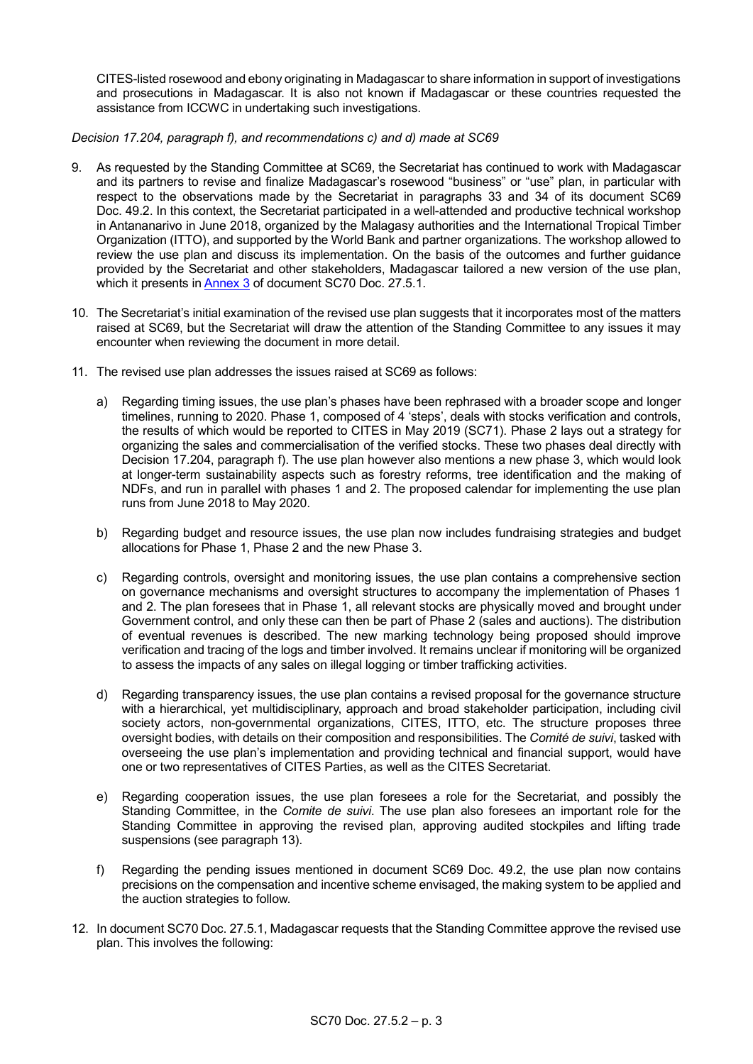CITES-listed rosewood and ebony originating in Madagascar to share information in support of investigations and prosecutions in Madagascar. It is also not known if Madagascar or these countries requested the assistance from ICCWC in undertaking such investigations.

*Decision 17.204, paragraph f), and recommendations c) and d) made at SC69*

9. As requested by the Standing Committee at SC69, the Secretariat has continued to work with Madagascar and its partners to revise and finalize Madagascar's rosewood "business" or "use" plan, in particular with respect to the observations made by the Secretariat in paragraphs 33 and 34 of its document SC69 Doc. 49.2. In this context, the Secretariat participated in a well-attended and productive technical workshop in Antananarivo in June 2018, organized by the Malagasy authorities and the International Tropical Timber Organization (ITTO), and supported by the World Bank and partner organizations. The workshop allowed to review the use plan and discuss its implementation. On the basis of the outcomes and further guidance provided by the Secretariat and other stakeholders, Madagascar tailored a new version of the use plan, which it presents in Annex 3 of document SC70 Doc. 27.5.1.

10. The Secretariat's initial examination of the revised use plan suggests that it incorporates most of the matters raised at SC69, but the Secretariat will draw the attention of the Standing Committee to any issues it may encounter when reviewing the document in more detail.

11. The revised use plan addresses the issues raised at SC69 as follows:

    a) Regarding timing issues, the use plan's phases have been rephrased with a broader scope and longer timelines, running to 2020. Phase 1, composed of 4 'steps', deals with stocks verification and controls, the results of which would be reported to CITES in May 2019 (SC71). Phase 2 lays out a strategy for organizing the sales and commercialisation of the verified stocks. These two phases deal directly with Decision 17.204, paragraph f). The use plan however also mentions a new phase 3, which would look at longer-term sustainability aspects such as forestry reforms, tree identification and the making of NDFs, and run in parallel with phases 1 and 2. The proposed calendar for implementing the use plan runs from June 2018 to May 2020.

    b) Regarding budget and resource issues, the use plan now includes fundraising strategies and budget allocations for Phase 1, Phase 2 and the new Phase 3.

    c) Regarding controls, oversight and monitoring issues, the use plan contains a comprehensive section on governance mechanisms and oversight structures to accompany the implementation of Phases 1 and 2. The plan foresees that in Phase 1, all relevant stocks are physically moved and brought under Government control, and only these can then be part of Phase 2 (sales and auctions). The distribution of eventual revenues is described. The new marking technology being proposed should improve verification and tracing of the logs and timber involved. It remains unclear if monitoring will be organized to assess the impacts of any sales on illegal logging or timber trafficking activities.

    d) Regarding transparency issues, the use plan contains a revised proposal for the governance structure with a hierarchical, yet multidisciplinary, approach and broad stakeholder participation, including civil society actors, non-governmental organizations, CITES, ITTO, etc. The structure proposes three oversight bodies, with details on their composition and responsibilities. The *Comité de suivi*, tasked with overseeing the use plan's implementation and providing technical and financial support, would have one or two representatives of CITES Parties, as well as the CITES Secretariat.

    e) Regarding cooperation issues, the use plan foresees a role for the Secretariat, and possibly the Standing Committee, in the *Comite de suivi*. The use plan also foresees an important role for the Standing Committee in approving the revised plan, approving audited stockpiles and lifting trade suspensions (see paragraph 13).

    f) Regarding the pending issues mentioned in document SC69 Doc. 49.2, the use plan now contains precisions on the compensation and incentive scheme envisaged, the making system to be applied and the auction strategies to follow.

12. In document SC70 Doc. 27.5.1, Madagascar requests that the Standing Committee approve the revised use plan. This involves the following: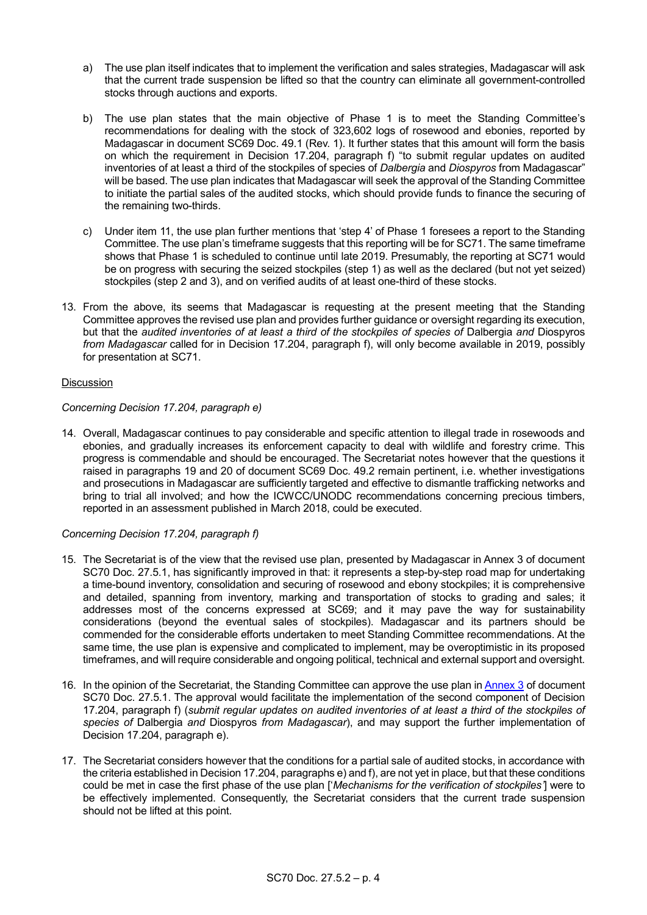a) The use plan itself indicates that to implement the verification and sales strategies, Madagascar will ask that the current trade suspension be lifted so that the country can eliminate all government-controlled stocks through auctions and exports.

b) The use plan states that the main objective of Phase 1 is to meet the Standing Committee's recommendations for dealing with the stock of 323,602 logs of rosewood and ebonies, reported by Madagascar in document SC69 Doc. 49.1 (Rev. 1). It further states that this amount will form the basis on which the requirement in Decision 17.204, paragraph f) "to submit regular updates on audited inventories of at least a third of the stockpiles of species of *Dalbergia* and *Diospyros* from Madagascar" will be based. The use plan indicates that Madagascar will seek the approval of the Standing Committee to initiate the partial sales of the audited stocks, which should provide funds to finance the securing of the remaining two-thirds.

c) Under item 11, the use plan further mentions that 'step 4' of Phase 1 foresees a report to the Standing Committee. The use plan's timeframe suggests that this reporting will be for SC71. The same timeframe shows that Phase 1 is scheduled to continue until late 2019. Presumably, the reporting at SC71 would be on progress with securing the seized stockpiles (step 1) as well as the declared (but not yet seized) stockpiles (step 2 and 3), and on verified audits of at least one-third of these stocks.

13. From the above, its seems that Madagascar is requesting at the present meeting that the Standing Committee approves the revised use plan and provides further guidance or oversight regarding its execution, but that the *audited inventories of at least a third of the stockpiles of species of* Dalbergia *and* Diospyros *from Madagascar* called for in Decision 17.204, paragraph f), will only become available in 2019, possibly for presentation at SC71.

Discussion

*Concerning Decision 17.204, paragraph e)*

14. Overall, Madagascar continues to pay considerable and specific attention to illegal trade in rosewoods and ebonies, and gradually increases its enforcement capacity to deal with wildlife and forestry crime. This progress is commendable and should be encouraged. The Secretariat notes however that the questions it raised in paragraphs 19 and 20 of document SC69 Doc. 49.2 remain pertinent, i.e. whether investigations and prosecutions in Madagascar are sufficiently targeted and effective to dismantle trafficking networks and bring to trial all involved; and how the ICWCC/UNODC recommendations concerning precious timbers, reported in an assessment published in March 2018, could be executed.

*Concerning Decision 17.204, paragraph f)*

15. The Secretariat is of the view that the revised use plan, presented by Madagascar in Annex 3 of document SC70 Doc. 27.5.1, has significantly improved in that: it represents a step-by-step road map for undertaking a time-bound inventory, consolidation and securing of rosewood and ebony stockpiles; it is comprehensive and detailed, spanning from inventory, marking and transportation of stocks to grading and sales; it addresses most of the concerns expressed at SC69; and it may pave the way for sustainability considerations (beyond the eventual sales of stockpiles). Madagascar and its partners should be commended for the considerable efforts undertaken to meet Standing Committee recommendations. At the same time, the use plan is expensive and complicated to implement, may be overoptimistic in its proposed timeframes, and will require considerable and ongoing political, technical and external support and oversight.

16. In the opinion of the Secretariat, the Standing Committee can approve the use plan in Annex 3 of document SC70 Doc. 27.5.1. The approval would facilitate the implementation of the second component of Decision 17.204, paragraph f) (*submit regular updates on audited inventories of at least a third of the stockpiles of species of* Dalbergia *and* Diospyros *from Madagascar*), and may support the further implementation of Decision 17.204, paragraph e).

17. The Secretariat considers however that the conditions for a partial sale of audited stocks, in accordance with the criteria established in Decision 17.204, paragraphs e) and f), are not yet in place, but that these conditions could be met in case the first phase of the use plan ['*Mechanisms for the verification of stockpiles*'] were to be effectively implemented. Consequently, the Secretariat considers that the current trade suspension should not be lifted at this point.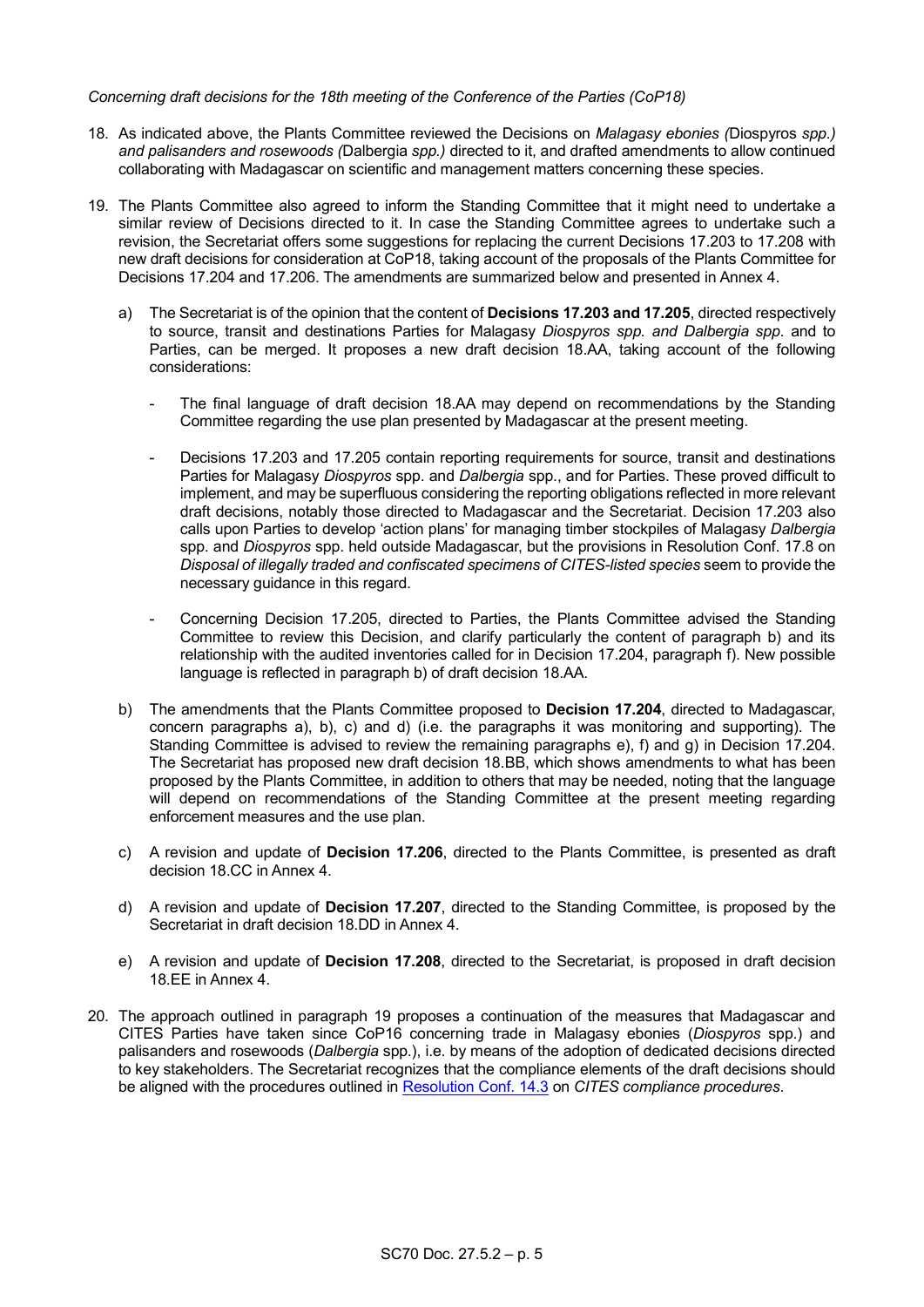*Concerning draft decisions for the 18th meeting of the Conference of the Parties (CoP18)*

18. As indicated above, the Plants Committee reviewed the Decisions on *Malagasy ebonies (*Diospyros *spp.) and palisanders and rosewoods (*Dalbergia *spp.)* directed to it, and drafted amendments to allow continued collaborating with Madagascar on scientific and management matters concerning these species.

19. The Plants Committee also agreed to inform the Standing Committee that it might need to undertake a similar review of Decisions directed to it. In case the Standing Committee agrees to undertake such a revision, the Secretariat offers some suggestions for replacing the current Decisions 17.203 to 17.208 with new draft decisions for consideration at CoP18, taking account of the proposals of the Plants Committee for Decisions 17.204 and 17.206. The amendments are summarized below and presented in Annex 4.

    a) The Secretariat is of the opinion that the content of **Decisions 17.203 and 17.205**, directed respectively to source, transit and destinations Parties for Malagasy *Diospyros spp. and Dalbergia spp*. and to Parties, can be merged. It proposes a new draft decision 18.AA, taking account of the following considerations:

        - The final language of draft decision 18.AA may depend on recommendations by the Standing Committee regarding the use plan presented by Madagascar at the present meeting.

        - Decisions 17.203 and 17.205 contain reporting requirements for source, transit and destinations Parties for Malagasy *Diospyros* spp. and *Dalbergia* spp., and for Parties. These proved difficult to implement, and may be superfluous considering the reporting obligations reflected in more relevant draft decisions, notably those directed to Madagascar and the Secretariat. Decision 17.203 also calls upon Parties to develop 'action plans' for managing timber stockpiles of Malagasy *Dalbergia* spp. and *Diospyros* spp. held outside Madagascar, but the provisions in Resolution Conf. 17.8 on *Disposal of illegally traded and confiscated specimens of CITES-listed species* seem to provide the necessary guidance in this regard.

        - Concerning Decision 17.205, directed to Parties, the Plants Committee advised the Standing Committee to review this Decision, and clarify particularly the content of paragraph b) and its relationship with the audited inventories called for in Decision 17.204, paragraph f). New possible language is reflected in paragraph b) of draft decision 18.AA.

    b) The amendments that the Plants Committee proposed to **Decision 17.204**, directed to Madagascar, concern paragraphs a), b), c) and d) (i.e. the paragraphs it was monitoring and supporting). The Standing Committee is advised to review the remaining paragraphs e), f) and g) in Decision 17.204. The Secretariat has proposed new draft decision 18.BB, which shows amendments to what has been proposed by the Plants Committee, in addition to others that may be needed, noting that the language will depend on recommendations of the Standing Committee at the present meeting regarding enforcement measures and the use plan.

    c) A revision and update of **Decision 17.206**, directed to the Plants Committee, is presented as draft decision 18.CC in Annex 4.

    d) A revision and update of **Decision 17.207**, directed to the Standing Committee, is proposed by the Secretariat in draft decision 18.DD in Annex 4.

    e) A revision and update of **Decision 17.208**, directed to the Secretariat, is proposed in draft decision 18.EE in Annex 4.

20. The approach outlined in paragraph 19 proposes a continuation of the measures that Madagascar and CITES Parties have taken since CoP16 concerning trade in Malagasy ebonies (*Diospyros* spp.) and palisanders and rosewoods (*Dalbergia* spp.), i.e. by means of the adoption of dedicated decisions directed to key stakeholders. The Secretariat recognizes that the compliance elements of the draft decisions should be aligned with the procedures outlined in Resolution Conf. 14.3 on *CITES compliance procedures*.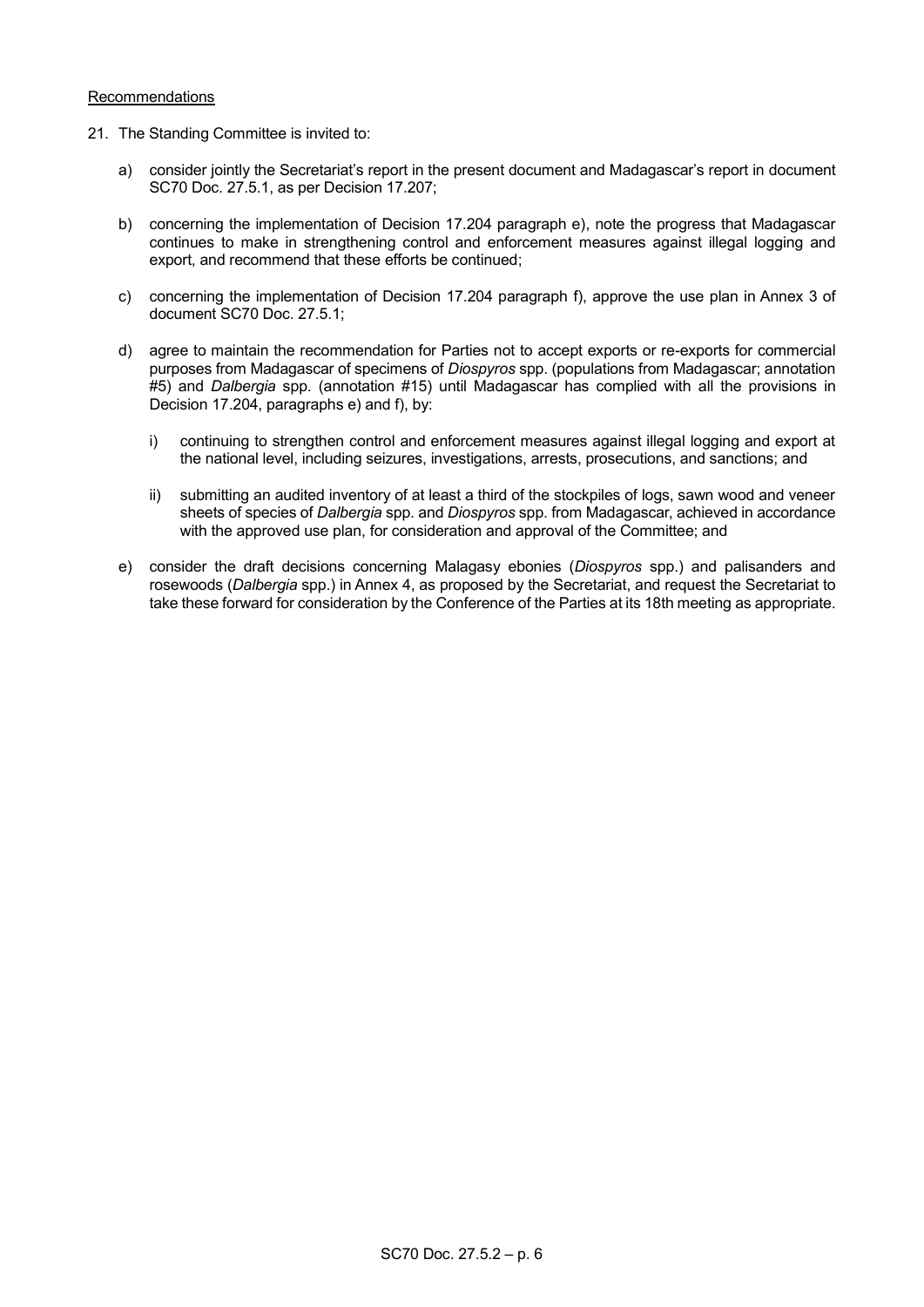Recommendations

21. The Standing Committee is invited to:

    a) consider jointly the Secretariat's report in the present document and Madagascar's report in document SC70 Doc. 27.5.1, as per Decision 17.207;

    b) concerning the implementation of Decision 17.204 paragraph e), note the progress that Madagascar continues to make in strengthening control and enforcement measures against illegal logging and export, and recommend that these efforts be continued;

    c) concerning the implementation of Decision 17.204 paragraph f), approve the use plan in Annex 3 of document SC70 Doc. 27.5.1;

    d) agree to maintain the recommendation for Parties not to accept exports or re-exports for commercial purposes from Madagascar of specimens of *Diospyros* spp. (populations from Madagascar; annotation #5) and *Dalbergia* spp. (annotation #15) until Madagascar has complied with all the provisions in Decision 17.204, paragraphs e) and f), by:

        i) continuing to strengthen control and enforcement measures against illegal logging and export at the national level, including seizures, investigations, arrests, prosecutions, and sanctions; and

        ii) submitting an audited inventory of at least a third of the stockpiles of logs, sawn wood and veneer sheets of species of *Dalbergia* spp. and *Diospyros* spp. from Madagascar, achieved in accordance with the approved use plan, for consideration and approval of the Committee; and

    e) consider the draft decisions concerning Malagasy ebonies (*Diospyros* spp.) and palisanders and rosewoods (*Dalbergia* spp.) in Annex 4, as proposed by the Secretariat, and request the Secretariat to take these forward for consideration by the Conference of the Parties at its 18th meeting as appropriate.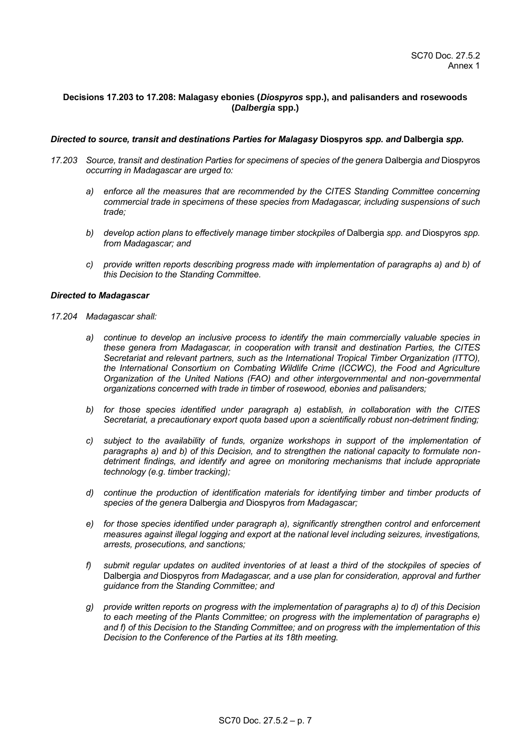**Decisions 17.203 to 17.208: Malagasy ebonies (*Diospyros* spp.), and palisanders and rosewoods (*Dalbergia* spp.)**

***Directed to source, transit and destinations Parties for Malagasy* Diospyros *spp. and* Dalbergia *spp.***

*17.203 Source, transit and destination Parties for specimens of species of the genera* Dalbergia *and* Diospyros *occurring in Madagascar are urged to:*

*a) enforce all the measures that are recommended by the CITES Standing Committee concerning commercial trade in specimens of these species from Madagascar, including suspensions of such trade;*

*b) develop action plans to effectively manage timber stockpiles of* Dalbergia *spp. and* Diospyros *spp. from Madagascar; and*

*c) provide written reports describing progress made with implementation of paragraphs a) and b) of this Decision to the Standing Committee.*

***Directed to Madagascar***

*17.204 Madagascar shall:*

*a) continue to develop an inclusive process to identify the main commercially valuable species in these genera from Madagascar, in cooperation with transit and destination Parties, the CITES Secretariat and relevant partners, such as the International Tropical Timber Organization (ITTO), the International Consortium on Combating Wildlife Crime (ICCWC), the Food and Agriculture Organization of the United Nations (FAO) and other intergovernmental and non-governmental organizations concerned with trade in timber of rosewood, ebonies and palisanders;*

*b) for those species identified under paragraph a) establish, in collaboration with the CITES Secretariat, a precautionary export quota based upon a scientifically robust non-detriment finding;*

*c) subject to the availability of funds, organize workshops in support of the implementation of paragraphs a) and b) of this Decision, and to strengthen the national capacity to formulate non-detriment findings, and identify and agree on monitoring mechanisms that include appropriate technology (e.g. timber tracking);*

*d) continue the production of identification materials for identifying timber and timber products of species of the genera* Dalbergia *and* Diospyros *from Madagascar;*

*e) for those species identified under paragraph a), significantly strengthen control and enforcement measures against illegal logging and export at the national level including seizures, investigations, arrests, prosecutions, and sanctions;*

*f) submit regular updates on audited inventories of at least a third of the stockpiles of species of* Dalbergia *and* Diospyros *from Madagascar, and a use plan for consideration, approval and further guidance from the Standing Committee; and*

*g) provide written reports on progress with the implementation of paragraphs a) to d) of this Decision to each meeting of the Plants Committee; on progress with the implementation of paragraphs e) and f) of this Decision to the Standing Committee; and on progress with the implementation of this Decision to the Conference of the Parties at its 18th meeting.*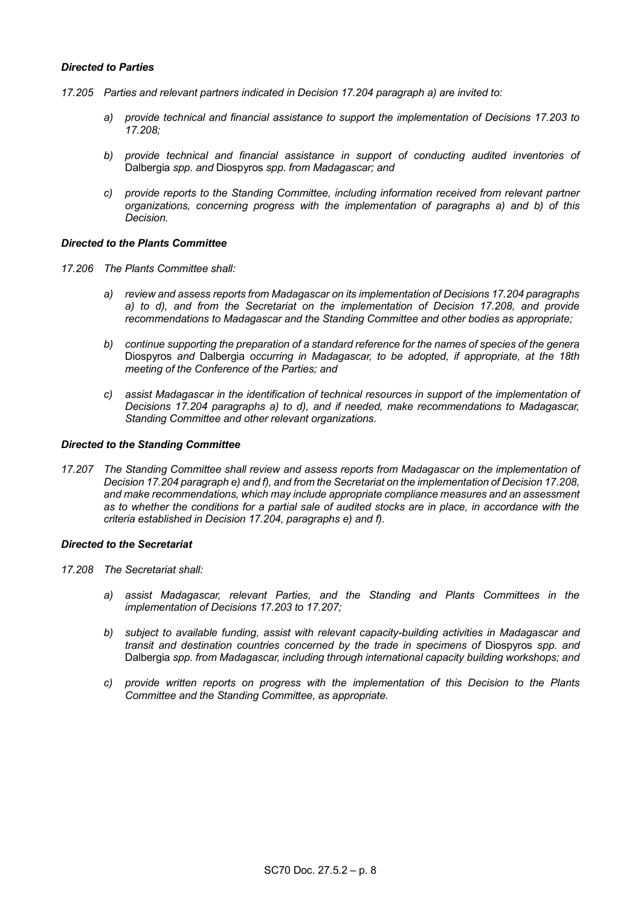***Directed to Parties***

*17.205 Parties and relevant partners indicated in Decision 17.204 paragraph a) are invited to:*

*a) provide technical and financial assistance to support the implementation of Decisions 17.203 to 17.208;*

*b) provide technical and financial assistance in support of conducting audited inventories of* Dalbergia *spp. and* Diospyros *spp. from Madagascar; and*

*c) provide reports to the Standing Committee, including information received from relevant partner organizations, concerning progress with the implementation of paragraphs a) and b) of this Decision.*

***Directed to the Plants Committee***

*17.206 The Plants Committee shall:*

*a) review and assess reports from Madagascar on its implementation of Decisions 17.204 paragraphs a) to d), and from the Secretariat on the implementation of Decision 17.208, and provide recommendations to Madagascar and the Standing Committee and other bodies as appropriate;*

*b) continue supporting the preparation of a standard reference for the names of species of the genera* Diospyros *and* Dalbergia *occurring in Madagascar, to be adopted, if appropriate, at the 18th meeting of the Conference of the Parties; and*

*c) assist Madagascar in the identification of technical resources in support of the implementation of Decisions 17.204 paragraphs a) to d), and if needed, make recommendations to Madagascar, Standing Committee and other relevant organizations.*

***Directed to the Standing Committee***

*17.207 The Standing Committee shall review and assess reports from Madagascar on the implementation of Decision 17.204 paragraph e) and f), and from the Secretariat on the implementation of Decision 17.208, and make recommendations, which may include appropriate compliance measures and an assessment as to whether the conditions for a partial sale of audited stocks are in place, in accordance with the criteria established in Decision 17.204, paragraphs e) and f).*

***Directed to the Secretariat***

*17.208 The Secretariat shall:*

*a) assist Madagascar, relevant Parties, and the Standing and Plants Committees in the implementation of Decisions 17.203 to 17.207;*

*b) subject to available funding, assist with relevant capacity-building activities in Madagascar and transit and destination countries concerned by the trade in specimens of* Diospyros *spp. and* Dalbergia *spp. from Madagascar, including through international capacity building workshops; and*

*c) provide written reports on progress with the implementation of this Decision to the Plants Committee and the Standing Committee, as appropriate.*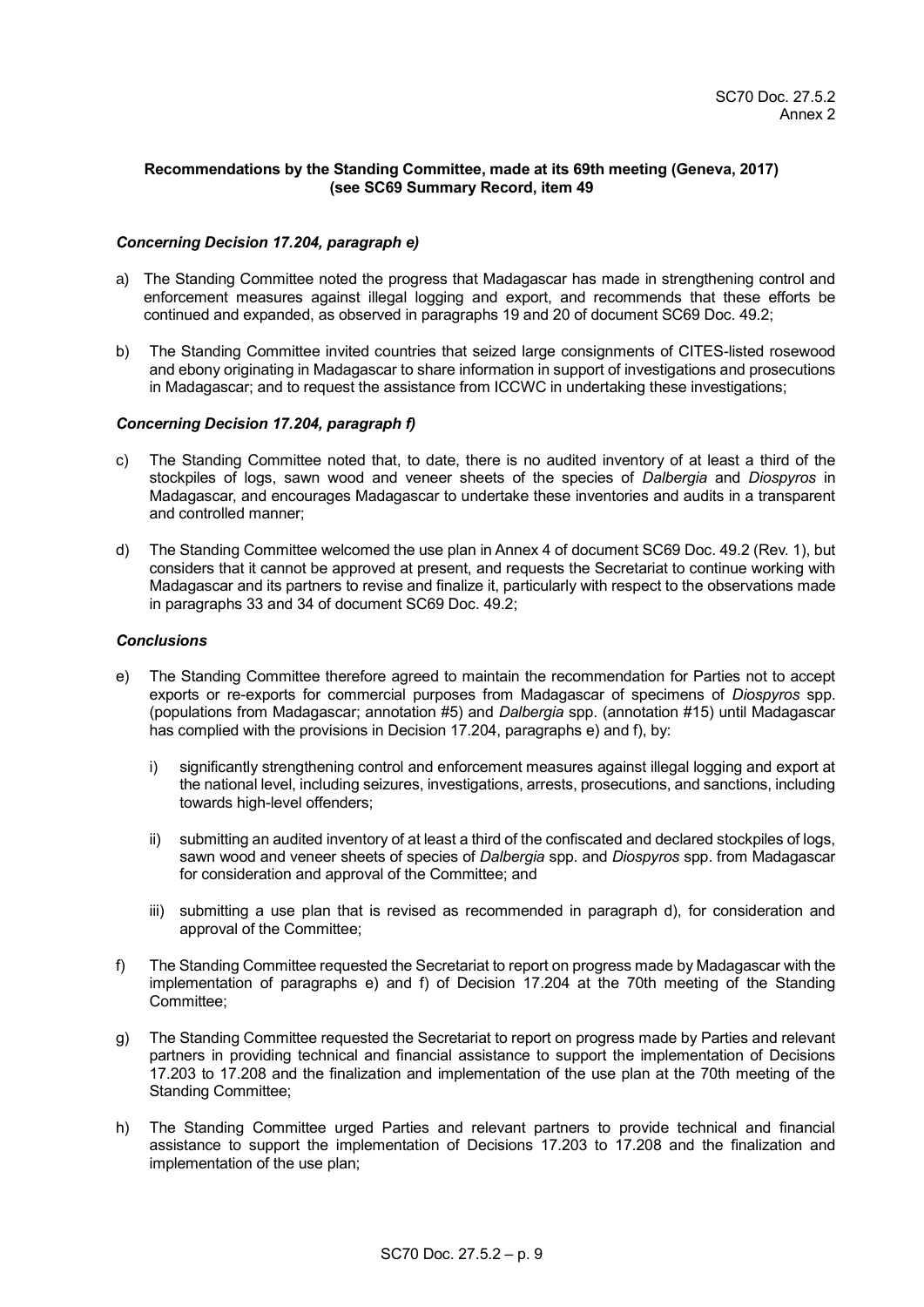SC70 Doc. 27.5.2
Annex 2

**Recommendations by the Standing Committee, made at its 69th meeting (Geneva, 2017) (see SC69 Summary Record, item 49**

***Concerning Decision 17.204, paragraph e)***

a) The Standing Committee noted the progress that Madagascar has made in strengthening control and enforcement measures against illegal logging and export, and recommends that these efforts be continued and expanded, as observed in paragraphs 19 and 20 of document SC69 Doc. 49.2;

b) The Standing Committee invited countries that seized large consignments of CITES-listed rosewood and ebony originating in Madagascar to share information in support of investigations and prosecutions in Madagascar; and to request the assistance from ICCWC in undertaking these investigations;

***Concerning Decision 17.204, paragraph f)***

c) The Standing Committee noted that, to date, there is no audited inventory of at least a third of the stockpiles of logs, sawn wood and veneer sheets of the species of *Dalbergia* and *Diospyros* in Madagascar, and encourages Madagascar to undertake these inventories and audits in a transparent and controlled manner;

d) The Standing Committee welcomed the use plan in Annex 4 of document SC69 Doc. 49.2 (Rev. 1), but considers that it cannot be approved at present, and requests the Secretariat to continue working with Madagascar and its partners to revise and finalize it, particularly with respect to the observations made in paragraphs 33 and 34 of document SC69 Doc. 49.2;

***Conclusions***

e) The Standing Committee therefore agreed to maintain the recommendation for Parties not to accept exports or re-exports for commercial purposes from Madagascar of specimens of *Diospyros* spp. (populations from Madagascar; annotation #5) and *Dalbergia* spp. (annotation #15) until Madagascar has complied with the provisions in Decision 17.204, paragraphs e) and f), by:

   i) significantly strengthening control and enforcement measures against illegal logging and export at the national level, including seizures, investigations, arrests, prosecutions, and sanctions, including towards high-level offenders;

   ii) submitting an audited inventory of at least a third of the confiscated and declared stockpiles of logs, sawn wood and veneer sheets of species of *Dalbergia* spp. and *Diospyros* spp. from Madagascar for consideration and approval of the Committee; and

   iii) submitting a use plan that is revised as recommended in paragraph d), for consideration and approval of the Committee;

f) The Standing Committee requested the Secretariat to report on progress made by Madagascar with the implementation of paragraphs e) and f) of Decision 17.204 at the 70th meeting of the Standing Committee;

g) The Standing Committee requested the Secretariat to report on progress made by Parties and relevant partners in providing technical and financial assistance to support the implementation of Decisions 17.203 to 17.208 and the finalization and implementation of the use plan at the 70th meeting of the Standing Committee;

h) The Standing Committee urged Parties and relevant partners to provide technical and financial assistance to support the implementation of Decisions 17.203 to 17.208 and the finalization and implementation of the use plan;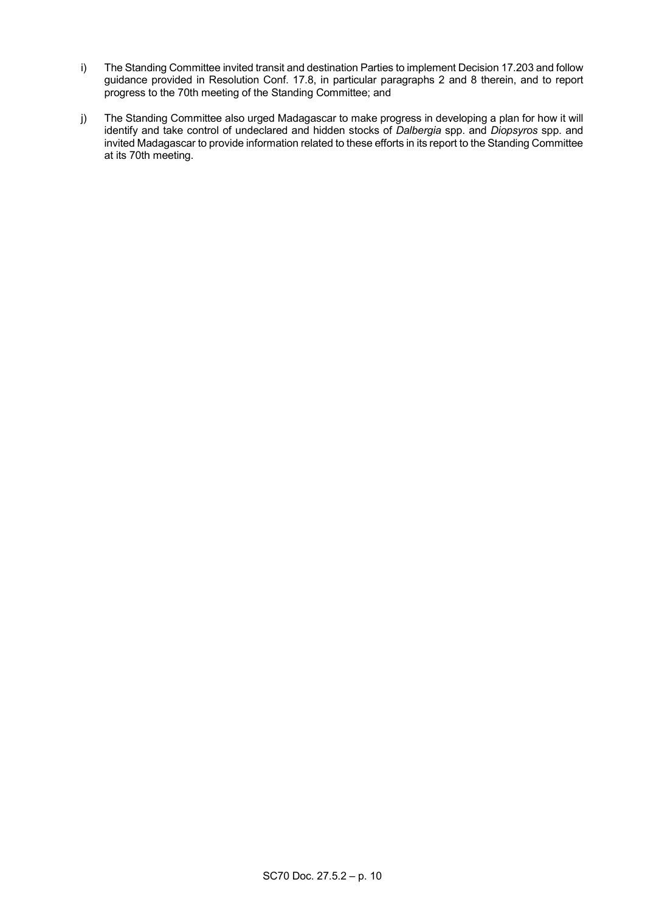i) The Standing Committee invited transit and destination Parties to implement Decision 17.203 and follow guidance provided in Resolution Conf. 17.8, in particular paragraphs 2 and 8 therein, and to report progress to the 70th meeting of the Standing Committee; and

j) The Standing Committee also urged Madagascar to make progress in developing a plan for how it will identify and take control of undeclared and hidden stocks of *Dalbergia* spp. and *Diopsyros* spp. and invited Madagascar to provide information related to these efforts in its report to the Standing Committee at its 70th meeting.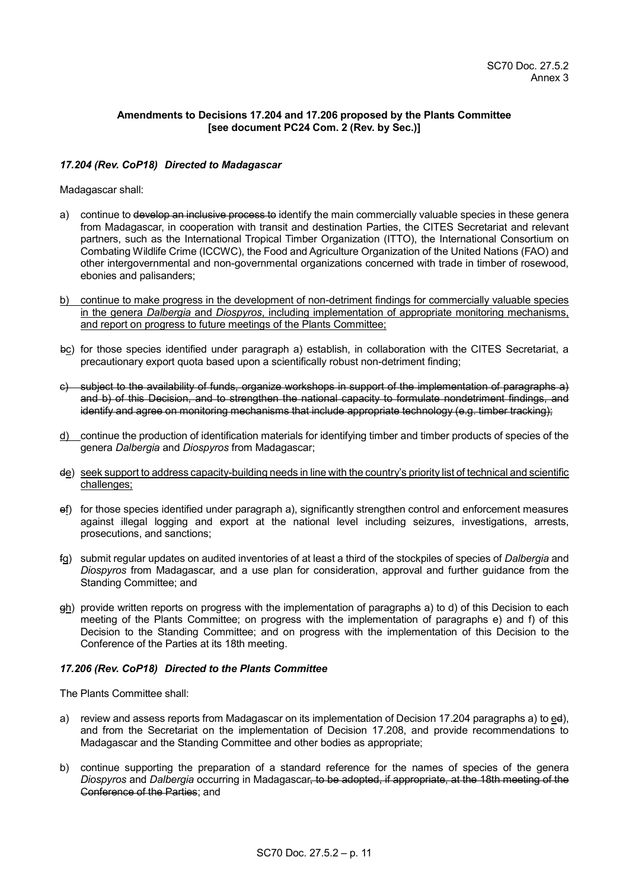**Amendments to Decisions 17.204 and 17.206 proposed by the Plants Committee [see document PC24 Com. 2 (Rev. by Sec.)]**

***17.204 (Rev. CoP18) Directed to Madagascar***

Madagascar shall:

a) continue to ~~develop an inclusive process to~~ identify the main commercially valuable species in these genera from Madagascar, in cooperation with transit and destination Parties, the CITES Secretariat and relevant partners, such as the International Tropical Timber Organization (ITTO), the International Consortium on Combating Wildlife Crime (ICCWC), the Food and Agriculture Organization of the United Nations (FAO) and other intergovernmental and non-governmental organizations concerned with trade in timber of rosewood, ebonies and palisanders;

<u>b) continue to make progress in the development of non-detriment findings for commercially valuable species in the genera *Dalbergia* and *Diospyros*, including implementation of appropriate monitoring mechanisms, and report on progress to future meetings of the Plants Committee;</u>

~~b~~<u>c</u>) for those species identified under paragraph a) establish, in collaboration with the CITES Secretariat, a precautionary export quota based upon a scientifically robust non-detriment finding;

~~c) subject to the availability of funds, organize workshops in support of the implementation of paragraphs a) and b) of this Decision, and to strengthen the national capacity to formulate nondetriment findings, and identify and agree on monitoring mechanisms that include appropriate technology (e.g. timber tracking);~~

<u>d)</u> continue the production of identification materials for identifying timber and timber products of species of the genera *Dalbergia* and *Diospyros* from Madagascar;

~~d~~<u>e</u>) <u>seek support to address capacity-building needs in line with the country's priority list of technical and scientific challenges;</u>

~~e~~<u>f</u>) for those species identified under paragraph a), significantly strengthen control and enforcement measures against illegal logging and export at the national level including seizures, investigations, arrests, prosecutions, and sanctions;

~~f~~<u>g</u>) submit regular updates on audited inventories of at least a third of the stockpiles of species of *Dalbergia* and *Diospyros* from Madagascar, and a use plan for consideration, approval and further guidance from the Standing Committee; and

~~g~~<u>h</u>) provide written reports on progress with the implementation of paragraphs a) to d) of this Decision to each meeting of the Plants Committee; on progress with the implementation of paragraphs e) and f) of this Decision to the Standing Committee; and on progress with the implementation of this Decision to the Conference of the Parties at its 18th meeting.

***17.206 (Rev. CoP18) Directed to the Plants Committee***

The Plants Committee shall:

a) review and assess reports from Madagascar on its implementation of Decision 17.204 paragraphs a) to <u>e</u>~~d~~), and from the Secretariat on the implementation of Decision 17.208, and provide recommendations to Madagascar and the Standing Committee and other bodies as appropriate;

b) continue supporting the preparation of a standard reference for the names of species of the genera *Diospyros* and *Dalbergia* occurring in Madagascar~~, to be adopted, if appropriate, at the 18th meeting of the Conference of the Parties~~; and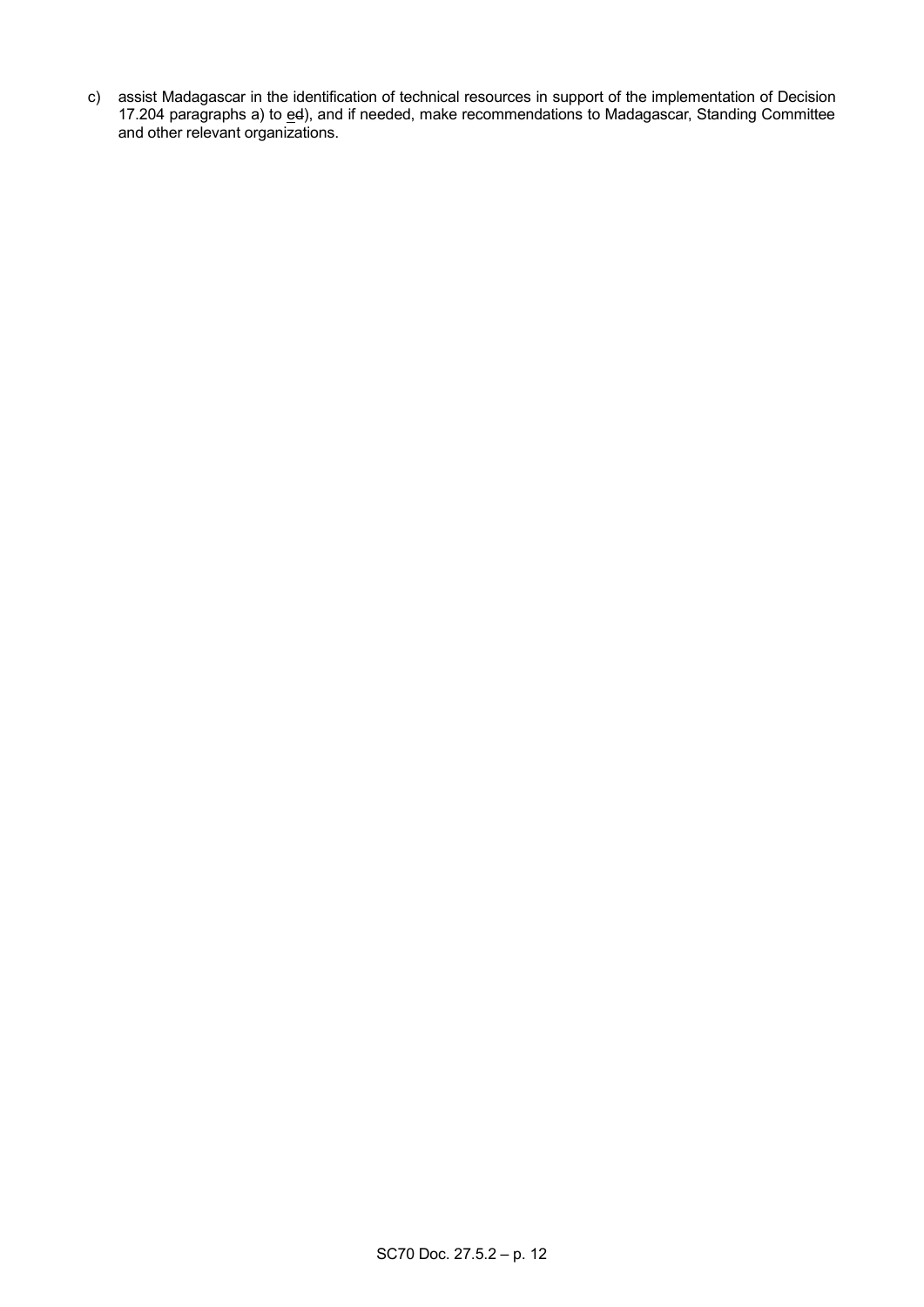c) assist Madagascar in the identification of technical resources in support of the implementation of Decision 17.204 paragraphs a) to e~~d~~), and if needed, make recommendations to Madagascar, Standing Committee and other relevant organizations.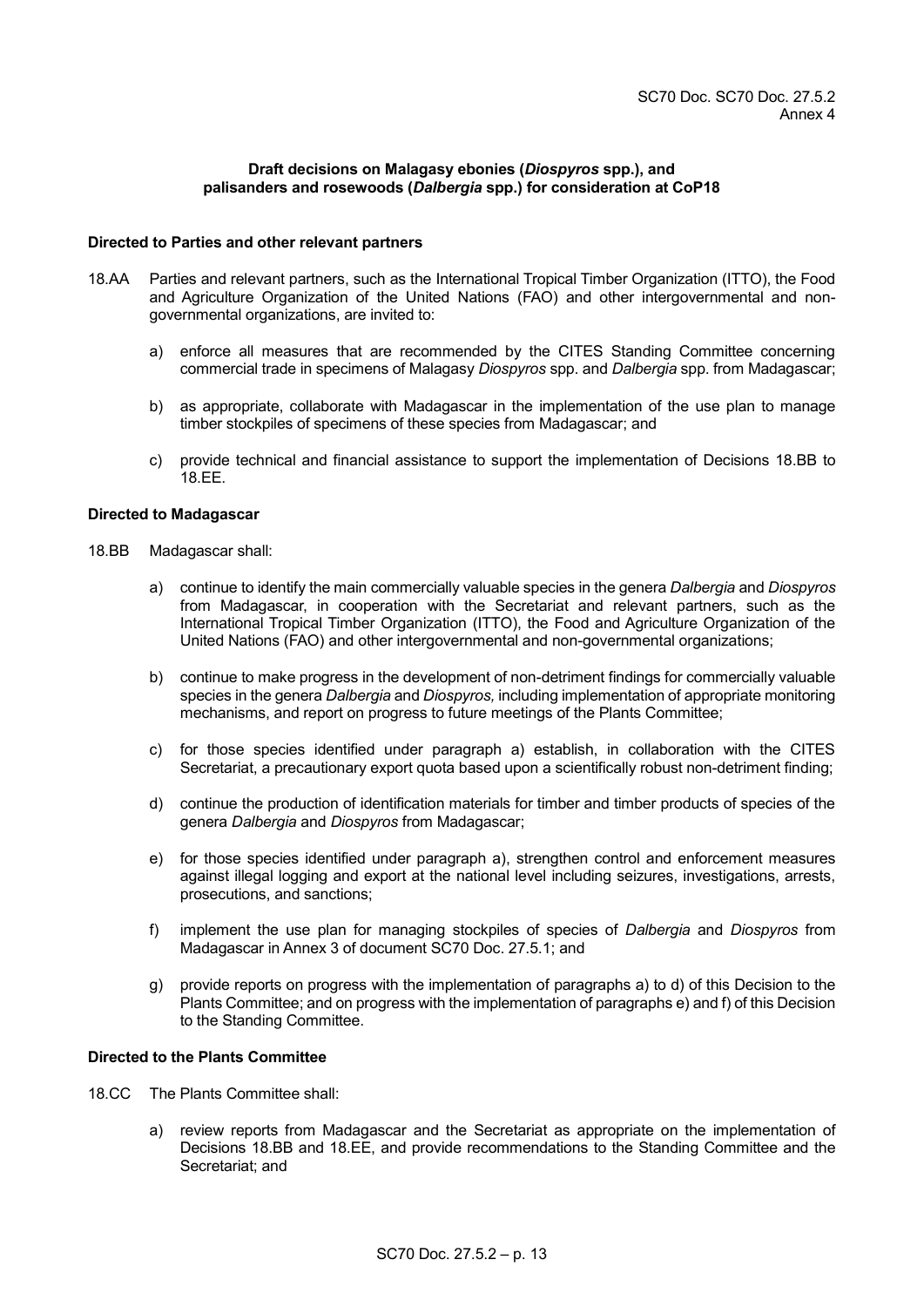SC70 Doc. SC70 Doc. 27.5.2
Annex 4

**Draft decisions on Malagasy ebonies (*Diospyros* spp.), and palisanders and rosewoods (*Dalbergia* spp.) for consideration at CoP18**

**Directed to Parties and other relevant partners**

18.AA Parties and relevant partners, such as the International Tropical Timber Organization (ITTO), the Food and Agriculture Organization of the United Nations (FAO) and other intergovernmental and non-governmental organizations, are invited to:

a) enforce all measures that are recommended by the CITES Standing Committee concerning commercial trade in specimens of Malagasy *Diospyros* spp. and *Dalbergia* spp. from Madagascar;

b) as appropriate, collaborate with Madagascar in the implementation of the use plan to manage timber stockpiles of specimens of these species from Madagascar; and

c) provide technical and financial assistance to support the implementation of Decisions 18.BB to 18.EE.

**Directed to Madagascar**

18.BB Madagascar shall:

a) continue to identify the main commercially valuable species in the genera *Dalbergia* and *Diospyros* from Madagascar, in cooperation with the Secretariat and relevant partners, such as the International Tropical Timber Organization (ITTO), the Food and Agriculture Organization of the United Nations (FAO) and other intergovernmental and non-governmental organizations;

b) continue to make progress in the development of non-detriment findings for commercially valuable species in the genera *Dalbergia* and *Diospyros,* including implementation of appropriate monitoring mechanisms, and report on progress to future meetings of the Plants Committee;

c) for those species identified under paragraph a) establish, in collaboration with the CITES Secretariat, a precautionary export quota based upon a scientifically robust non-detriment finding;

d) continue the production of identification materials for timber and timber products of species of the genera *Dalbergia* and *Diospyros* from Madagascar;

e) for those species identified under paragraph a), strengthen control and enforcement measures against illegal logging and export at the national level including seizures, investigations, arrests, prosecutions, and sanctions;

f) implement the use plan for managing stockpiles of species of *Dalbergia* and *Diospyros* from Madagascar in Annex 3 of document SC70 Doc. 27.5.1; and

g) provide reports on progress with the implementation of paragraphs a) to d) of this Decision to the Plants Committee; and on progress with the implementation of paragraphs e) and f) of this Decision to the Standing Committee.

**Directed to the Plants Committee**

18.CC The Plants Committee shall:

a) review reports from Madagascar and the Secretariat as appropriate on the implementation of Decisions 18.BB and 18.EE, and provide recommendations to the Standing Committee and the Secretariat; and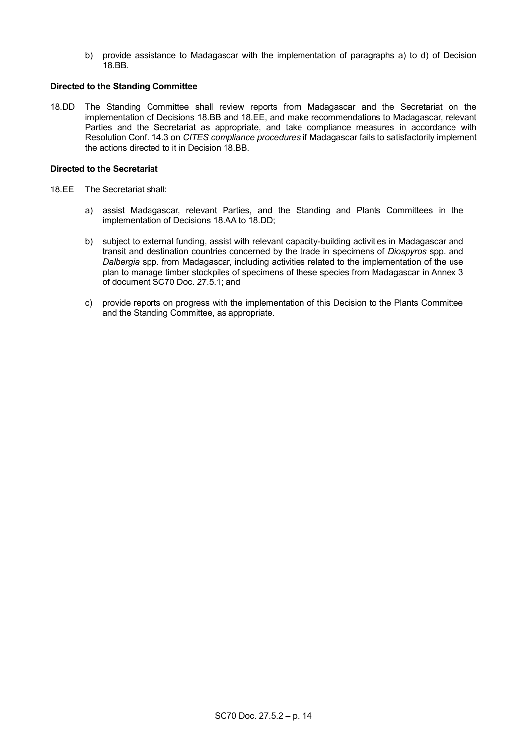b) provide assistance to Madagascar with the implementation of paragraphs a) to d) of Decision 18.BB.

**Directed to the Standing Committee**

18.DD The Standing Committee shall review reports from Madagascar and the Secretariat on the implementation of Decisions 18.BB and 18.EE, and make recommendations to Madagascar, relevant Parties and the Secretariat as appropriate, and take compliance measures in accordance with Resolution Conf. 14.3 on *CITES compliance procedures* if Madagascar fails to satisfactorily implement the actions directed to it in Decision 18.BB.

**Directed to the Secretariat**

18.EE The Secretariat shall:

a) assist Madagascar, relevant Parties, and the Standing and Plants Committees in the implementation of Decisions 18.AA to 18.DD;

b) subject to external funding, assist with relevant capacity-building activities in Madagascar and transit and destination countries concerned by the trade in specimens of *Diospyros* spp. and *Dalbergia* spp. from Madagascar, including activities related to the implementation of the use plan to manage timber stockpiles of specimens of these species from Madagascar in Annex 3 of document SC70 Doc. 27.5.1; and

c) provide reports on progress with the implementation of this Decision to the Plants Committee and the Standing Committee, as appropriate.